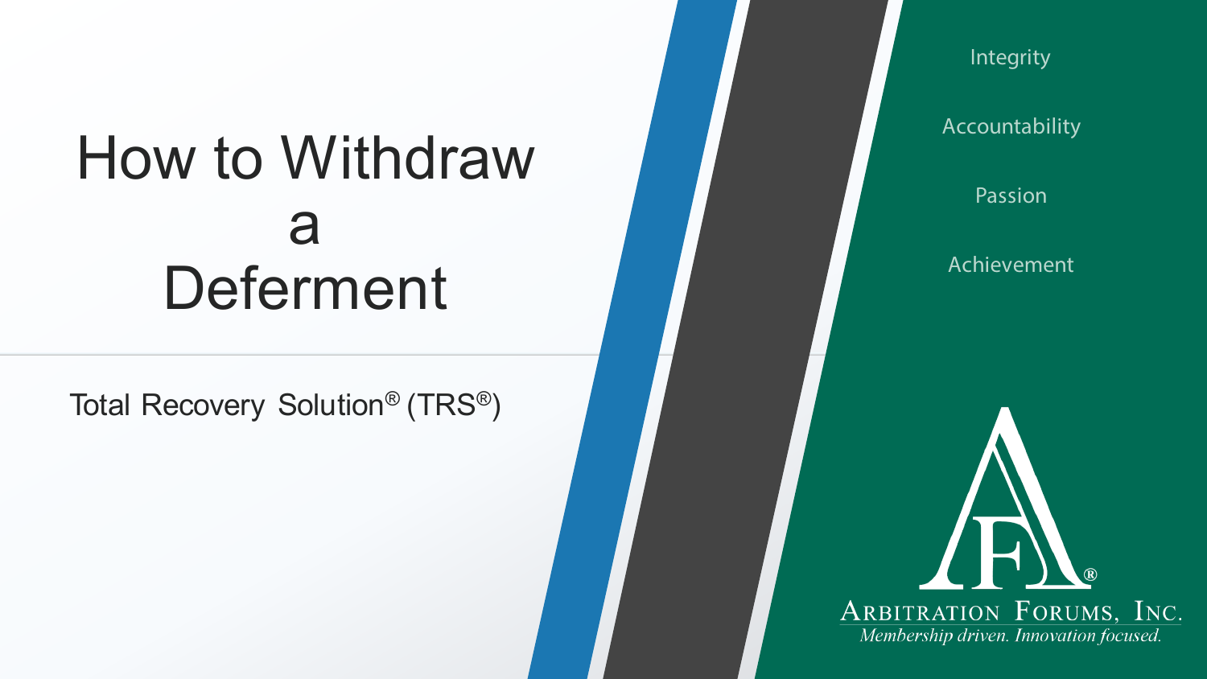# How to Withdraw a Deferment

Total Recovery Solution® (TRS®)

Integrity

Accountability

Passion

Achievement

Arbitration Forums, Inc.

*Membership driven. Innovation focused.*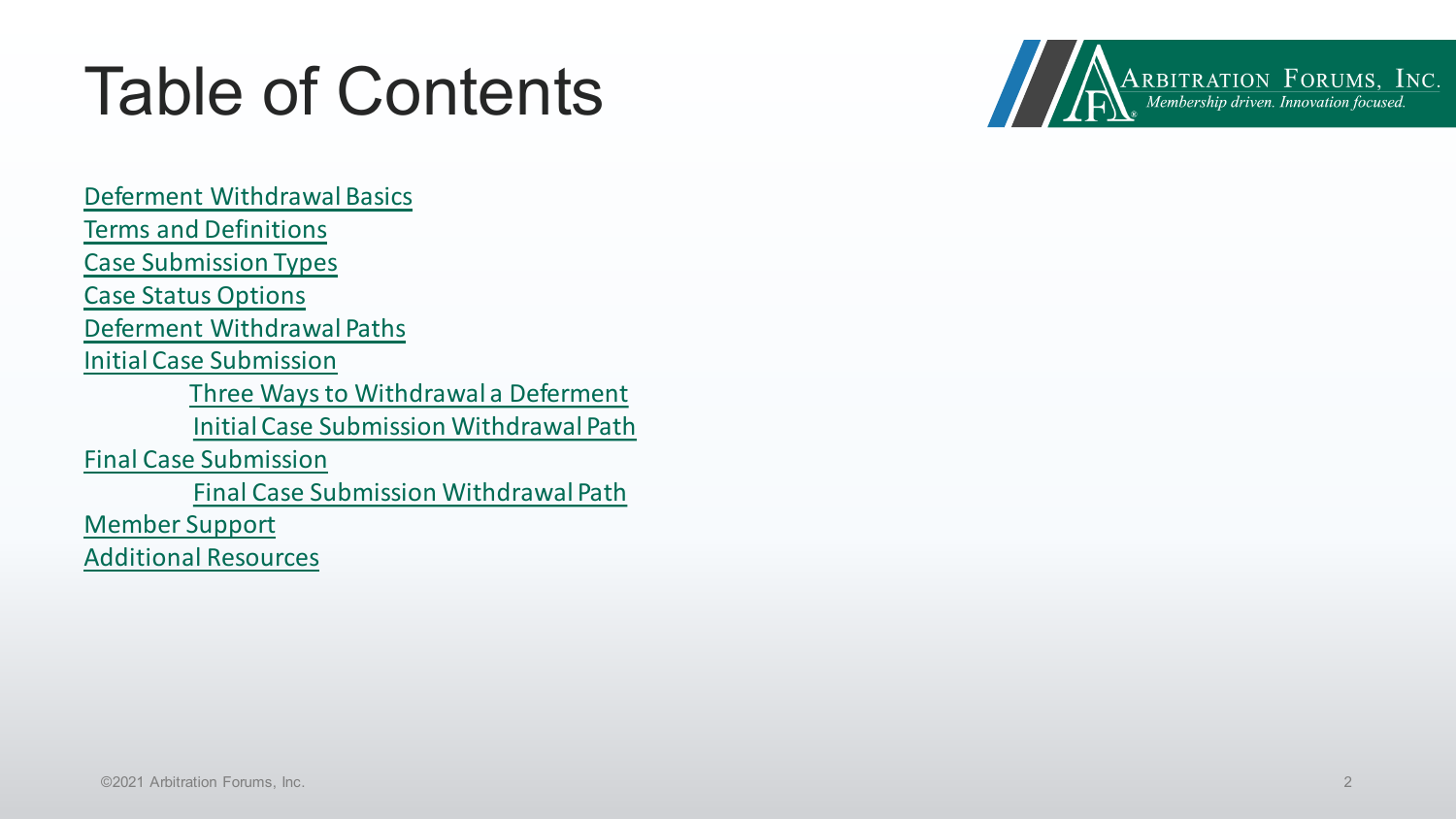# Table of Contents

- Deferment Withdrawal Basics
- Terms and Definitions
- Case Submission Types
- Case Status Options
- Deferment Withdrawal Paths
- Initial Case Submission
  - Three Ways to Withdrawal a Deferment
  - Initial Case Submission Withdrawal Path
- Final Case Submission
  - Final Case Submission Withdrawal Path
- Member Support
- Additional Resources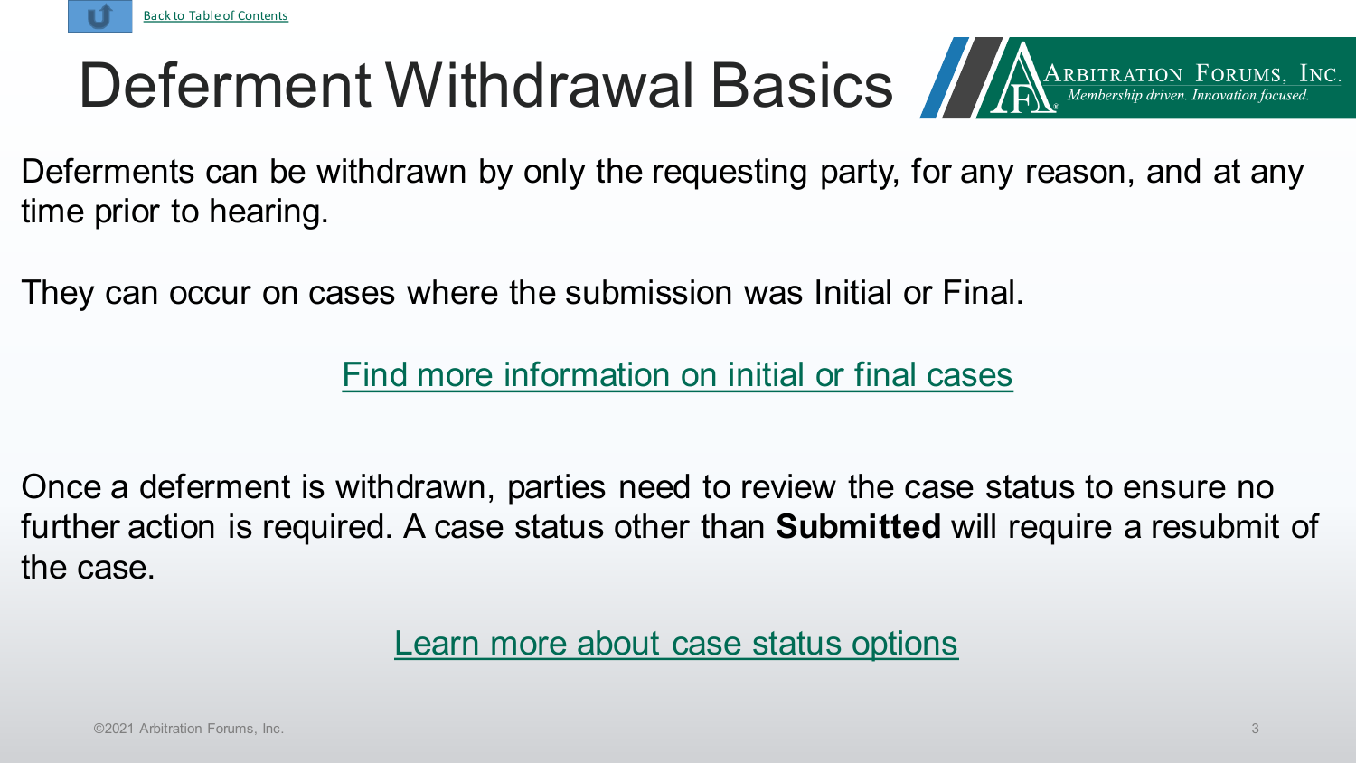Back to Table of Contents

# Deferment Withdrawal Basics

Deferments can be withdrawn by only the requesting party, for any reason, and at any time prior to hearing.

They can occur on cases where the submission was Initial or Final.

Find more information on initial or final cases

Once a deferment is withdrawn, parties need to review the case status to ensure no further action is required. A case status other than **Submitted** will require a resubmit of the case.

Learn more about case status options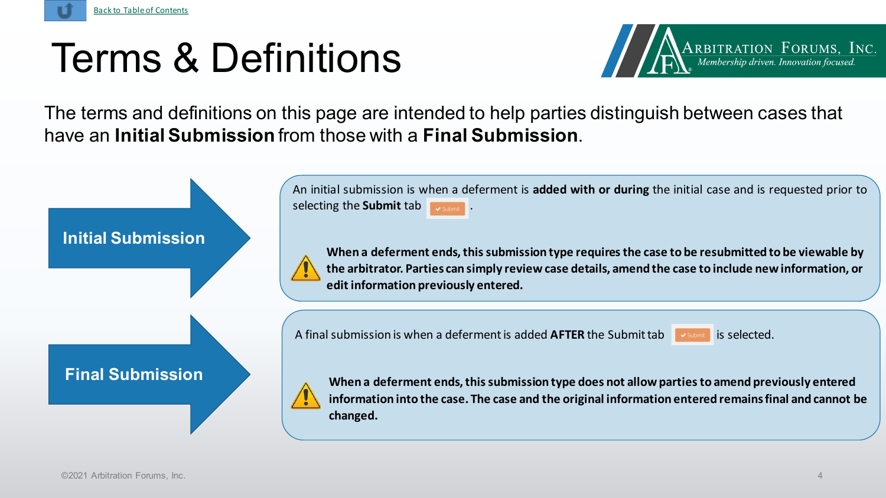Back to Table of Contents

# Terms & Definitions

The terms and definitions on this page are intended to help parties distinguish between cases that have an **Initial Submission** from those with a **Final Submission**.

## Initial Submission

An initial submission is when a deferment is **added with or during** the initial case and is requested prior to selecting the **Submit** tab ✔ Submit .

**When a deferment ends, this submission type requires the case to be resubmitted to be viewable by the arbitrator. Parties can simply review case details, amend the case to include new information, or edit information previously entered.**

## Final Submission

A final submission is when a deferment is added **AFTER** the Submit tab ✔ Submit is selected.

**When a deferment ends, this submission type does not allow parties to amend previously entered information into the case. The case and the original information entered remains final and cannot be changed.**

©2021 Arbitration Forums, Inc.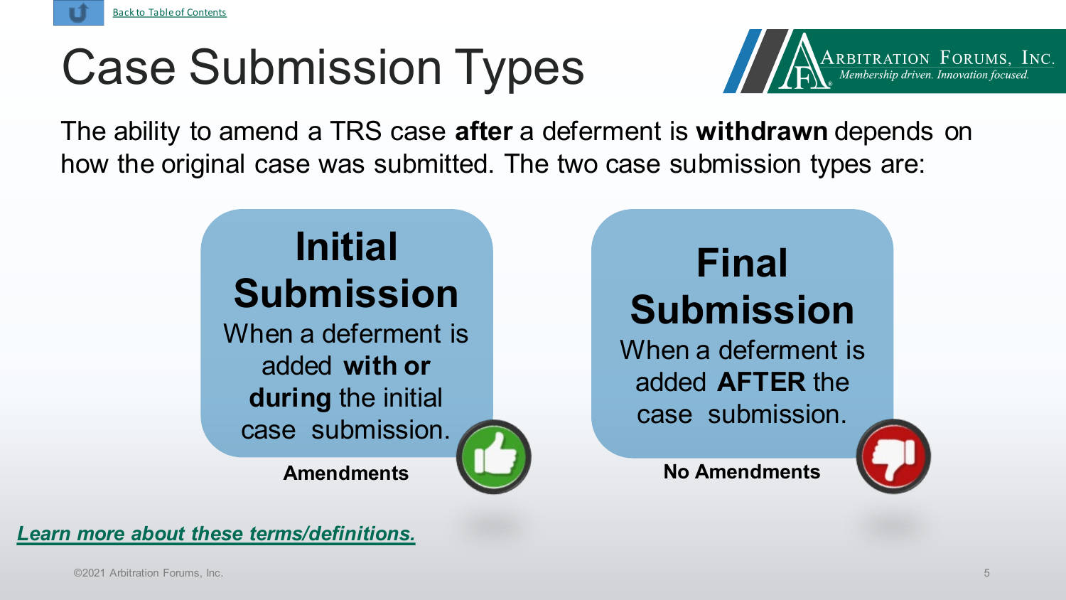Back to Table of Contents

# Case Submission Types

The ability to amend a TRS case **after** a deferment is **withdrawn** depends on how the original case was submitted. The two case submission types are:

## Initial Submission

When a deferment is added **with or during** the initial case submission.

**Amendments**

## Final Submission

When a deferment is added **AFTER** the case submission.

**No Amendments**

***Learn more about these terms/definitions.***

©2021 Arbitration Forums, Inc.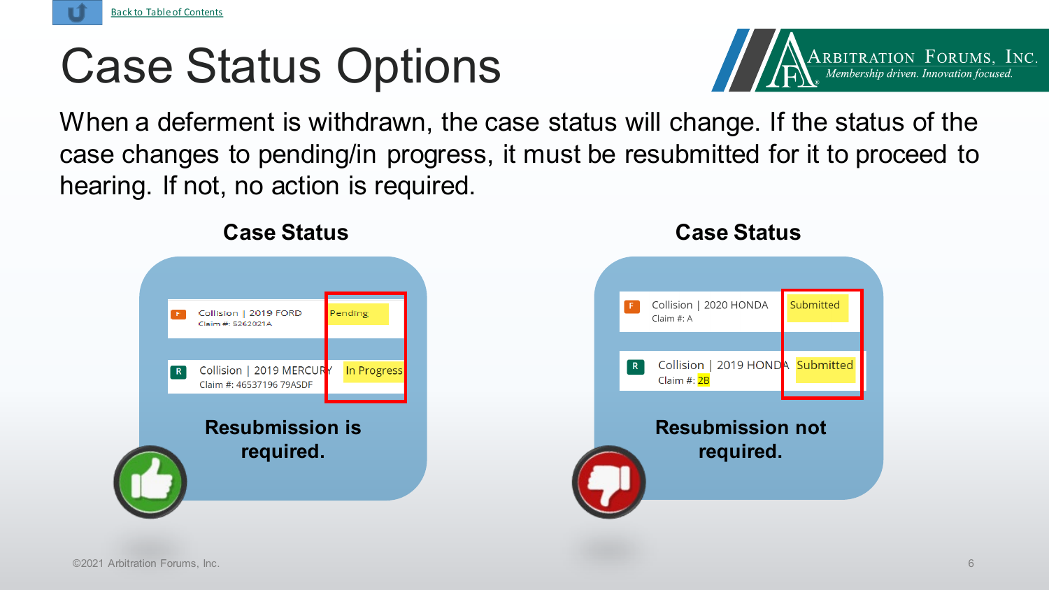Back to Table of Contents

# Case Status Options

When a deferment is withdrawn, the case status will change. If the status of the case changes to pending/in progress, it must be resubmitted for it to proceed to hearing. If not, no action is required.

## Case Status

| | | |
|---|---|---|
| F | Collision \| 2019 FORD<br>Claim #: 5262021A | Pending |
| R | Collision \| 2019 MERCURY<br>Claim #: 46537196 79ASDF | In Progress |

**Resubmission is required.**

## Case Status

| | | |
|---|---|---|
| F | Collision \| 2020 HONDA<br>Claim #: A | Submitted |
| R | Collision \| 2019 HONDA<br>Claim #: 2B | Submitted |

**Resubmission not required.**

©2021 Arbitration Forums, Inc.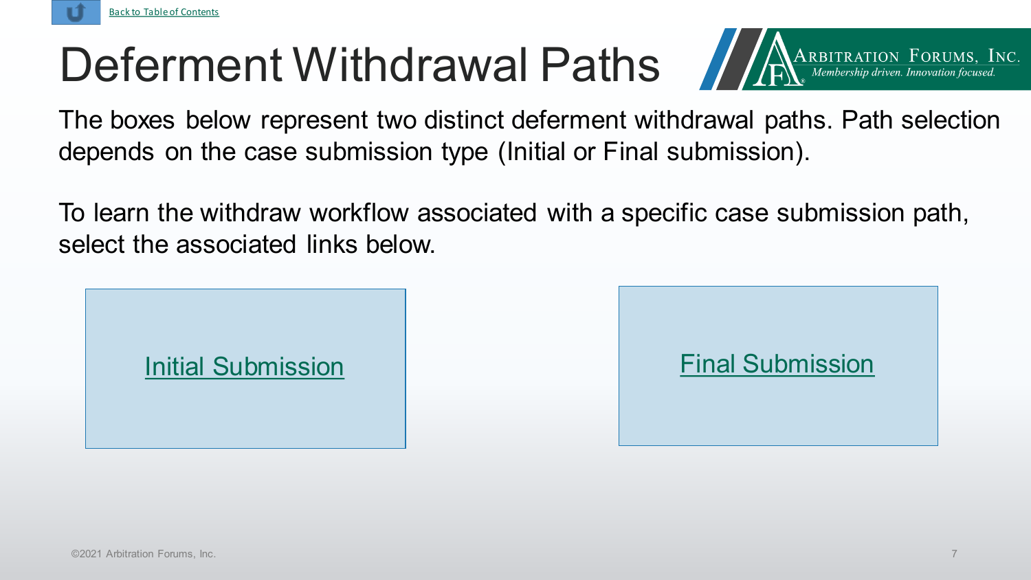Back to Table of Contents

# Deferment Withdrawal Paths

The boxes below represent two distinct deferment withdrawal paths. Path selection depends on the case submission type (Initial or Final submission).

To learn the withdraw workflow associated with a specific case submission path, select the associated links below.

Initial Submission

Final Submission

©2021 Arbitration Forums, Inc.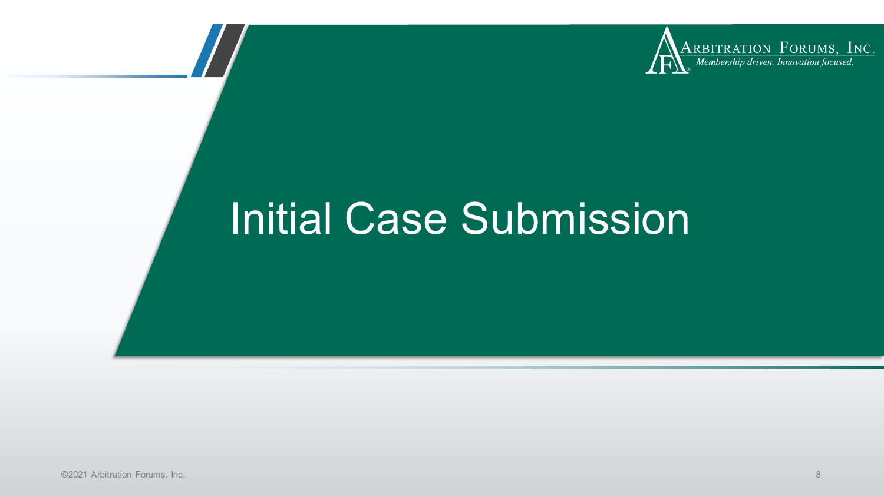# Initial Case Submission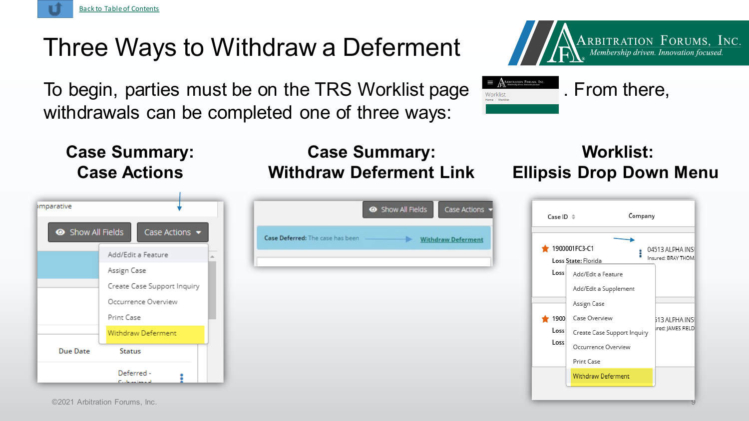Back to Table of Contents

# Three Ways to Withdraw a Deferment

To begin, parties must be on the TRS Worklist page . From there, withdrawals can be completed one of three ways:

## Case Summary: Case Actions

## Case Summary: Withdraw Deferment Link

## Worklist: Ellipsis Drop Down Menu

©2021 Arbitration Forums, Inc.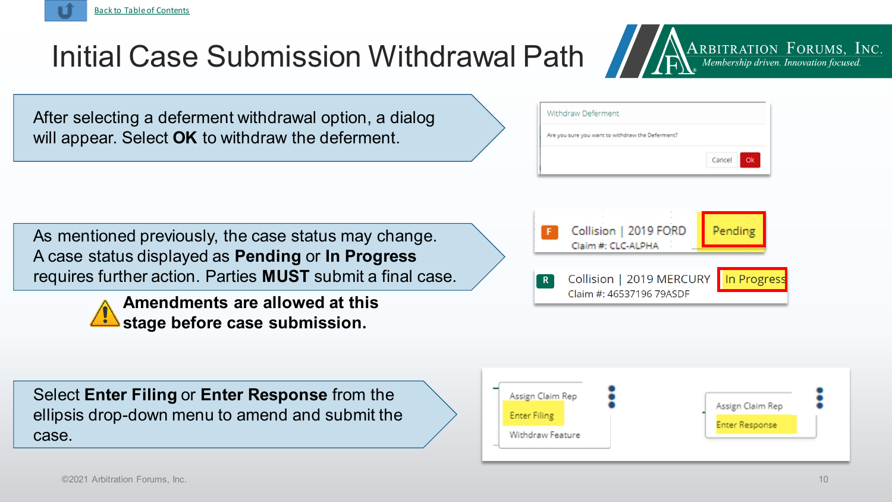Back to Table of Contents

# Initial Case Submission Withdrawal Path

After selecting a deferment withdrawal option, a dialog will appear. Select **OK** to withdraw the deferment.

Withdraw Deferment

Are you sure you want to withdraw the Deferment?

Cancel Ok

As mentioned previously, the case status may change. A case status displayed as **Pending** or **In Progress** requires further action. Parties **MUST** submit a final case.

**Amendments are allowed at this stage before case submission.**

F Collision | 2019 FORD Claim #: CLC-ALPHA Pending

R Collision | 2019 MERCURY Claim #: 46537196 79ASDF In Progress

Select **Enter Filing** or **Enter Response** from the ellipsis drop-down menu to amend and submit the case.

Assign Claim Rep
Enter Filing
Withdraw Feature

Assign Claim Rep
Enter Response

©2021 Arbitration Forums, Inc.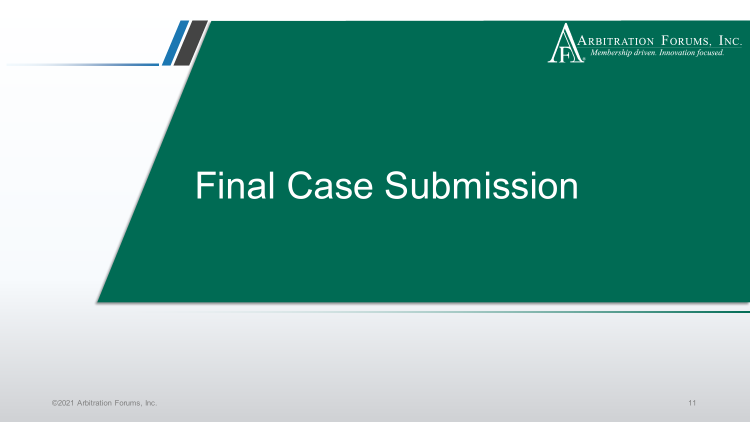# Final Case Submission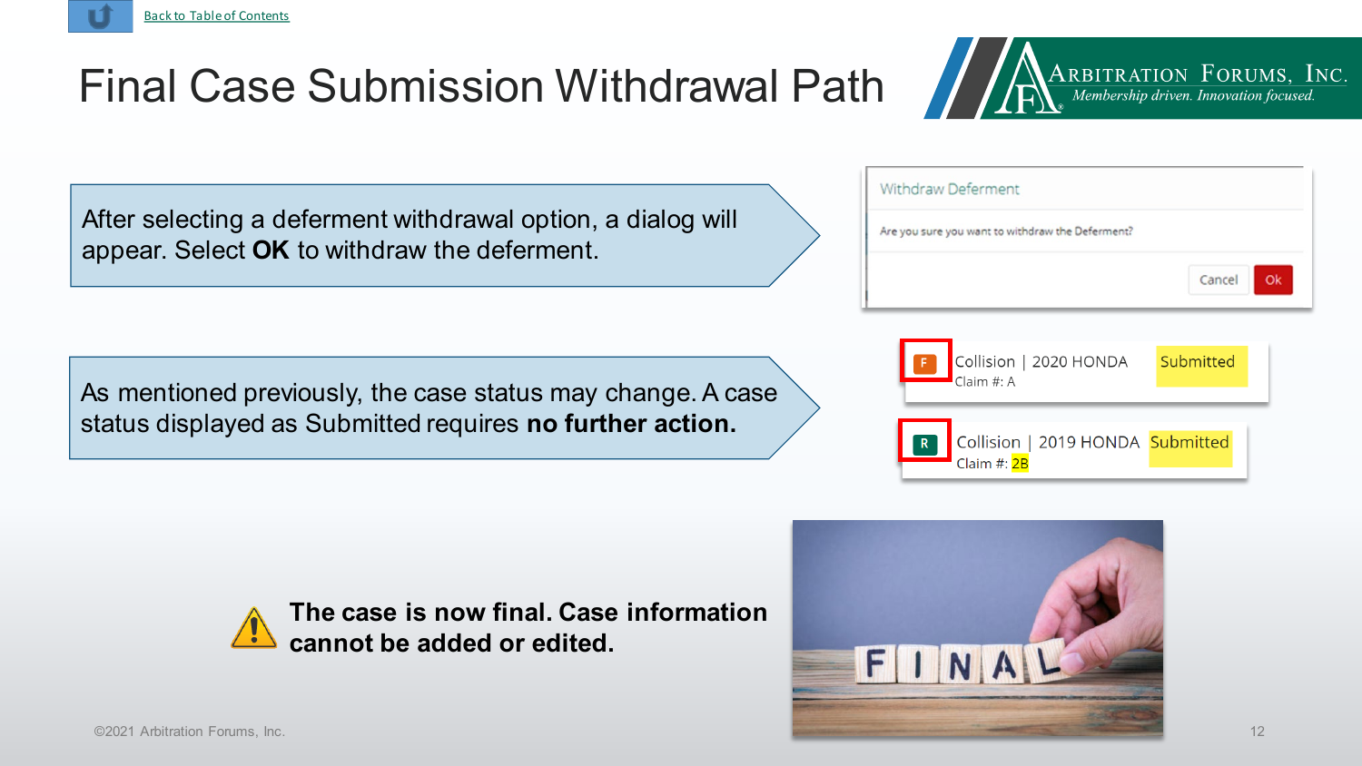Back to Table of Contents

# Final Case Submission Withdrawal Path

After selecting a deferment withdrawal option, a dialog will appear. Select **OK** to withdraw the deferment.

As mentioned previously, the case status may change. A case status displayed as Submitted requires **no further action.**

**The case is now final. Case information cannot be added or edited.**

©2021 Arbitration Forums, Inc.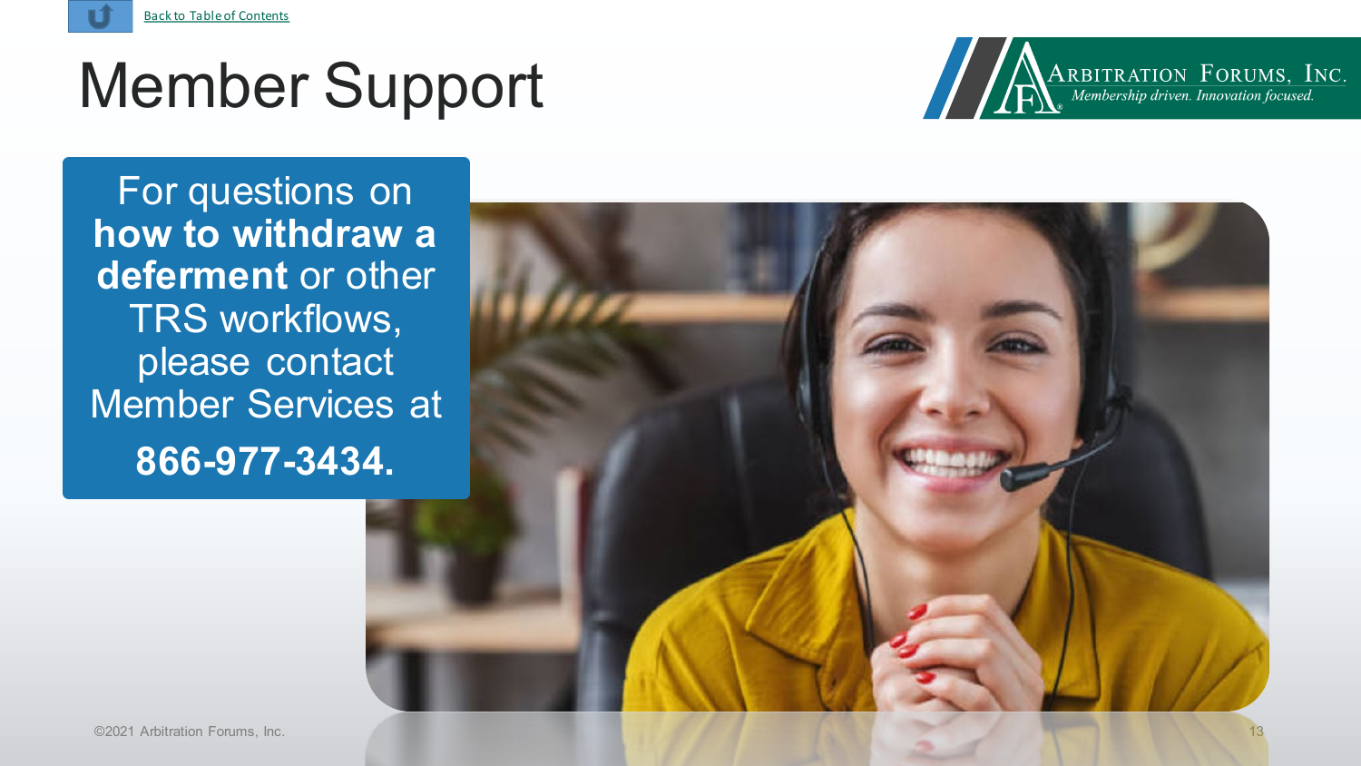[Back to Table of Contents]

# Member Support

For questions on **how to withdraw a deferment** or other TRS workflows, please contact Member Services at

**866-977-3434.**

©2021 Arbitration Forums, Inc.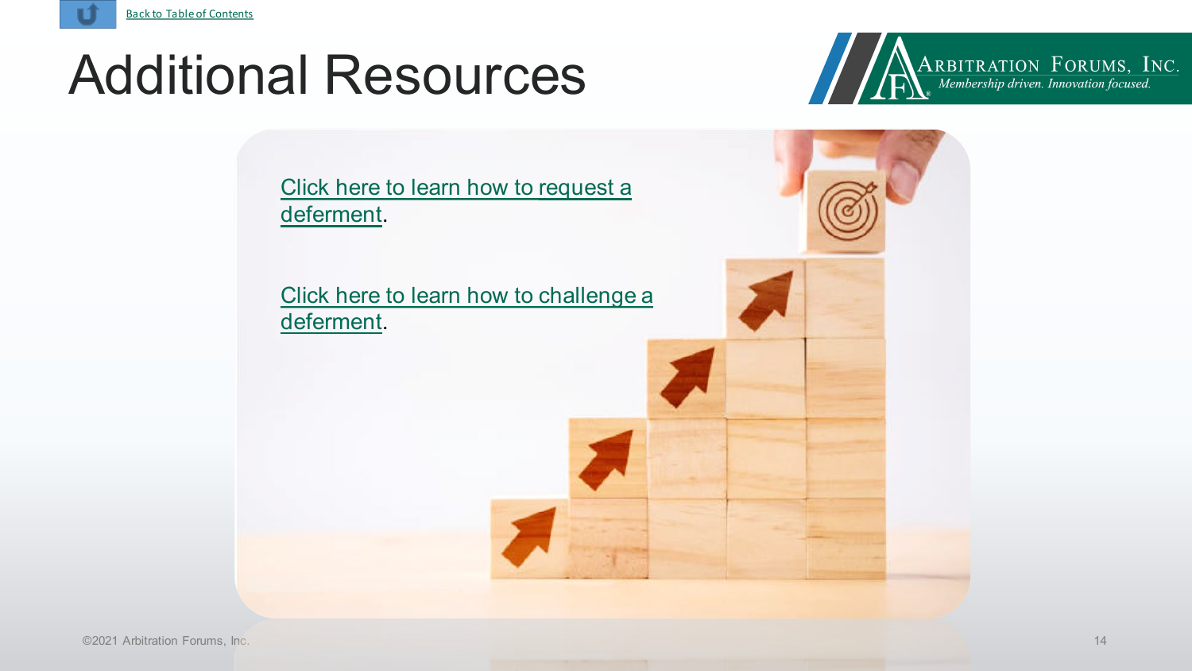Back to Table of Contents

# Additional Resources

Click here to learn how to request a deferment.

Click here to learn how to challenge a deferment.

©2021 Arbitration Forums, Inc.